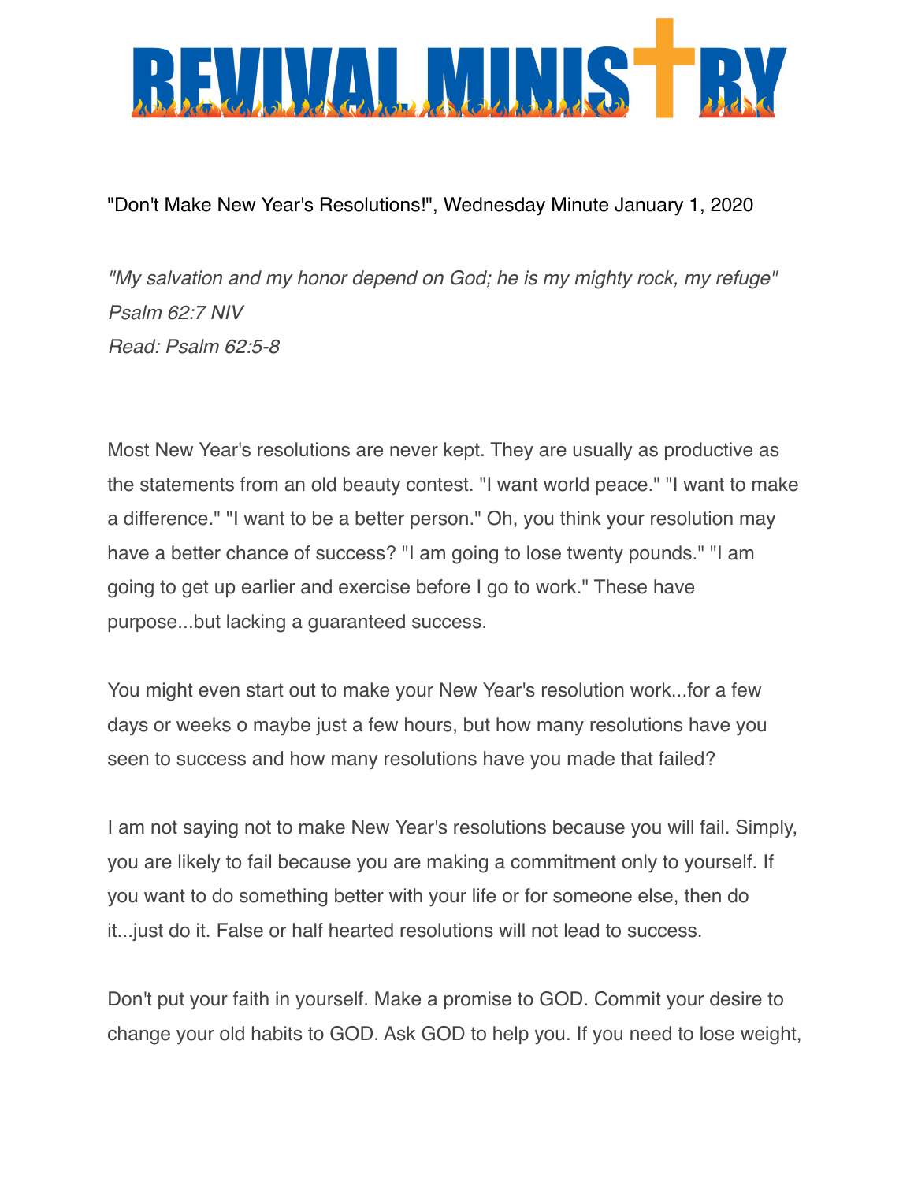# REVIVAL MINISTRY

"Don't Make New Year's Resolutions!", Wednesday Minute January 1, 2020

*"My salvation and my honor depend on God; he is my mighty rock, my refuge"*
*Psalm 62:7 NIV*
*Read: Psalm 62:5-8*

Most New Year's resolutions are never kept. They are usually as productive as the statements from an old beauty contest. "I want world peace." "I want to make a difference." "I want to be a better person." Oh, you think your resolution may have a better chance of success? "I am going to lose twenty pounds." "I am going to get up earlier and exercise before I go to work." These have purpose...but lacking a guaranteed success.

You might even start out to make your New Year's resolution work...for a few days or weeks o maybe just a few hours, but how many resolutions have you seen to success and how many resolutions have you made that failed?

I am not saying not to make New Year's resolutions because you will fail. Simply, you are likely to fail because you are making a commitment only to yourself. If you want to do something better with your life or for someone else, then do it...just do it. False or half hearted resolutions will not lead to success.

Don't put your faith in yourself. Make a promise to GOD. Commit your desire to change your old habits to GOD. Ask GOD to help you. If you need to lose weight,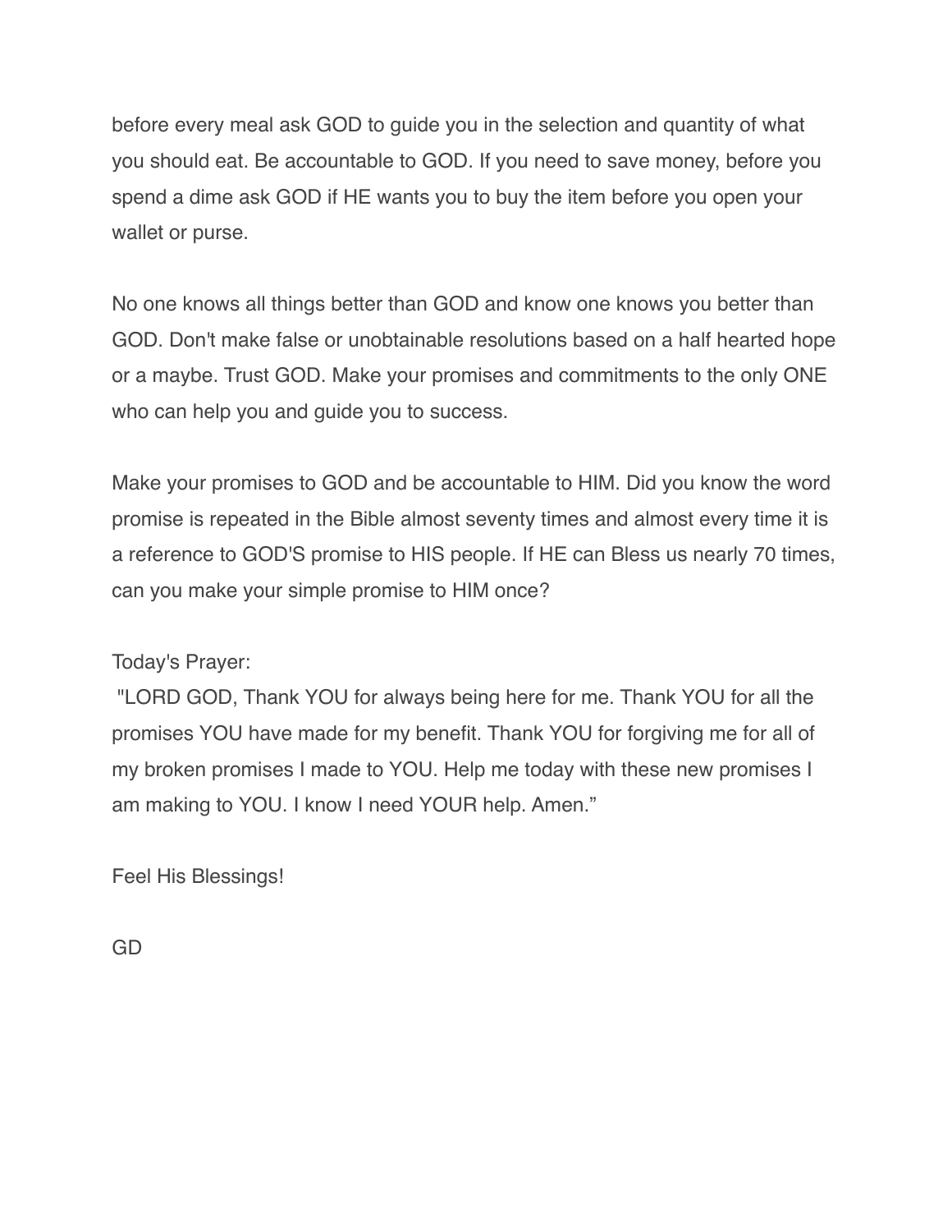before every meal ask GOD to guide you in the selection and quantity of what you should eat. Be accountable to GOD. If you need to save money, before you spend a dime ask GOD if HE wants you to buy the item before you open your wallet or purse.

No one knows all things better than GOD and know one knows you better than GOD. Don't make false or unobtainable resolutions based on a half hearted hope or a maybe. Trust GOD. Make your promises and commitments to the only ONE who can help you and guide you to success.

Make your promises to GOD and be accountable to HIM. Did you know the word promise is repeated in the Bible almost seventy times and almost every time it is a reference to GOD'S promise to HIS people. If HE can Bless us nearly 70 times, can you make your simple promise to HIM once?

Today's Prayer:

"LORD GOD, Thank YOU for always being here for me. Thank YOU for all the promises YOU have made for my benefit. Thank YOU for forgiving me for all of my broken promises I made to YOU. Help me today with these new promises I am making to YOU. I know I need YOUR help. Amen."

Feel His Blessings!

GD